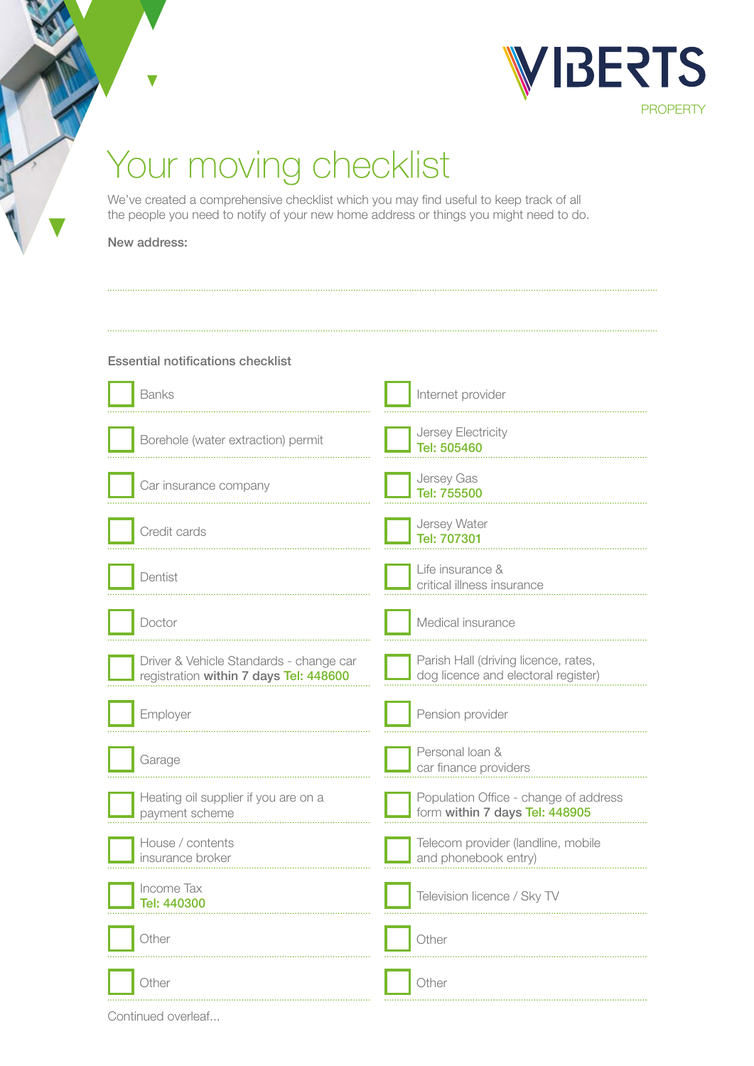VIBERTS PROPERTY

# Your moving checklist

We've created a comprehensive checklist which you may find useful to keep track of all the people you need to notify of your new home address or things you might need to do.

**New address:**

..............................................................................................................................

..............................................................................................................................

## Essential notifications checklist

- [ ] Banks
- [ ] Borehole (water extraction) permit
- [ ] Car insurance company
- [ ] Credit cards
- [ ] Dentist
- [ ] Doctor
- [ ] Driver & Vehicle Standards - change car registration **within 7 days Tel: 448600**
- [ ] Employer
- [ ] Garage
- [ ] Heating oil supplier if you are on a payment scheme
- [ ] House / contents insurance broker
- [ ] Income Tax **Tel: 440300**
- [ ] Other
- [ ] Other
- [ ] Internet provider
- [ ] Jersey Electricity **Tel: 505460**
- [ ] Jersey Gas **Tel: 755500**
- [ ] Jersey Water **Tel: 707301**
- [ ] Life insurance & critical illness insurance
- [ ] Medical insurance
- [ ] Parish Hall (driving licence, rates, dog licence and electoral register)
- [ ] Pension provider
- [ ] Personal loan & car finance providers
- [ ] Population Office - change of address form **within 7 days Tel: 448905**
- [ ] Telecom provider (landline, mobile and phonebook entry)
- [ ] Television licence / Sky TV
- [ ] Other
- [ ] Other

Continued overleaf...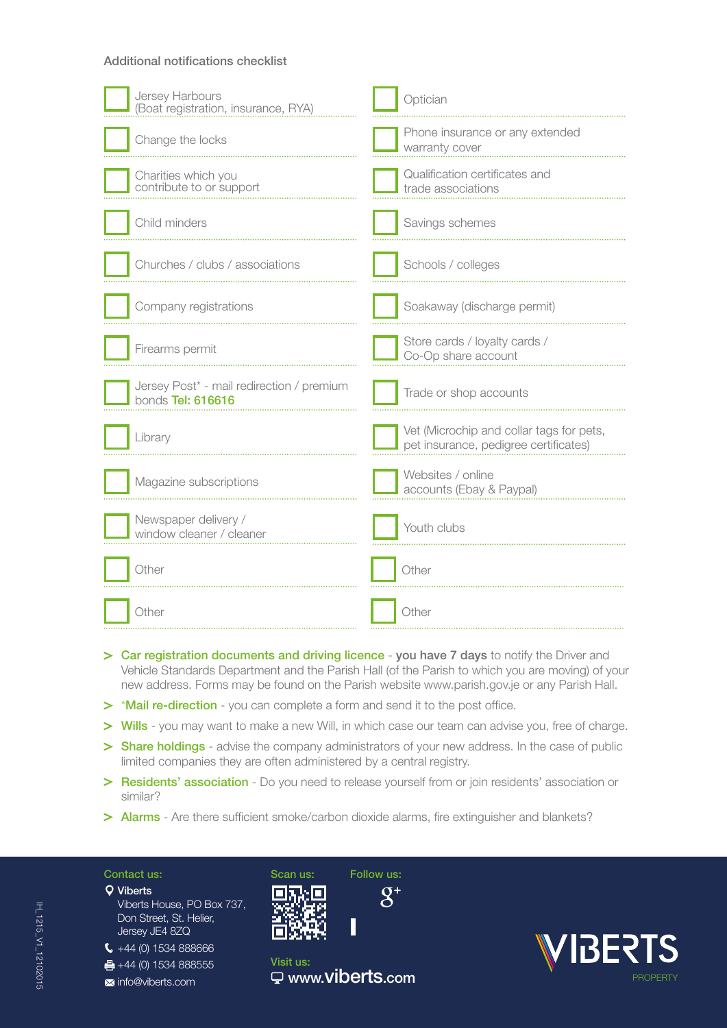Additional notifications checklist

- [ ] Jersey Harbours (Boat registration, insurance, RYA)
- [ ] Change the locks
- [ ] Charities which you contribute to or support
- [ ] Child minders
- [ ] Churches / clubs / associations
- [ ] Company registrations
- [ ] Firearms permit
- [ ] Jersey Post* - mail redirection / premium bonds **Tel: 616616**
- [ ] Library
- [ ] Magazine subscriptions
- [ ] Newspaper delivery / window cleaner / cleaner
- [ ] Other
- [ ] Other
- [ ] Optician
- [ ] Phone insurance or any extended warranty cover
- [ ] Qualification certificates and trade associations
- [ ] Savings schemes
- [ ] Schools / colleges
- [ ] Soakaway (discharge permit)
- [ ] Store cards / loyalty cards / Co-Op share account
- [ ] Trade or shop accounts
- [ ] Vet (Microchip and collar tags for pets, pet insurance, pedigree certificates)
- [ ] Websites / online accounts (Ebay & Paypal)
- [ ] Youth clubs
- [ ] Other
- [ ] Other

> **Car registration documents and driving licence** - **you have 7 days** to notify the Driver and Vehicle Standards Department and the Parish Hall (of the Parish to which you are moving) of your new address. Forms may be found on the Parish website www.parish.gov.je or any Parish Hall.

> ***Mail re-direction** - you can complete a form and send it to the post office.

> **Wills** - you may want to make a new Will, in which case our team can advise you, free of charge.

> **Share holdings** - advise the company administrators of your new address. In the case of public limited companies they are often administered by a central registry.

> **Residents' association** - Do you need to release yourself from or join residents' association or similar?

> **Alarms** - Are there sufficient smoke/carbon dioxide alarms, fire extinguisher and blankets?

**Contact us:**

**Viberts**
Viberts House, PO Box 737,
Don Street, St. Helier,
Jersey JE4 8ZQ

+44 (0) 1534 888666

+44 (0) 1534 888555

info@viberts.com

**Scan us:**

**Follow us:**

**Visit us:**
www.viberts.com

VIBERTS PROPERTY

IH_1215_V1_12102015